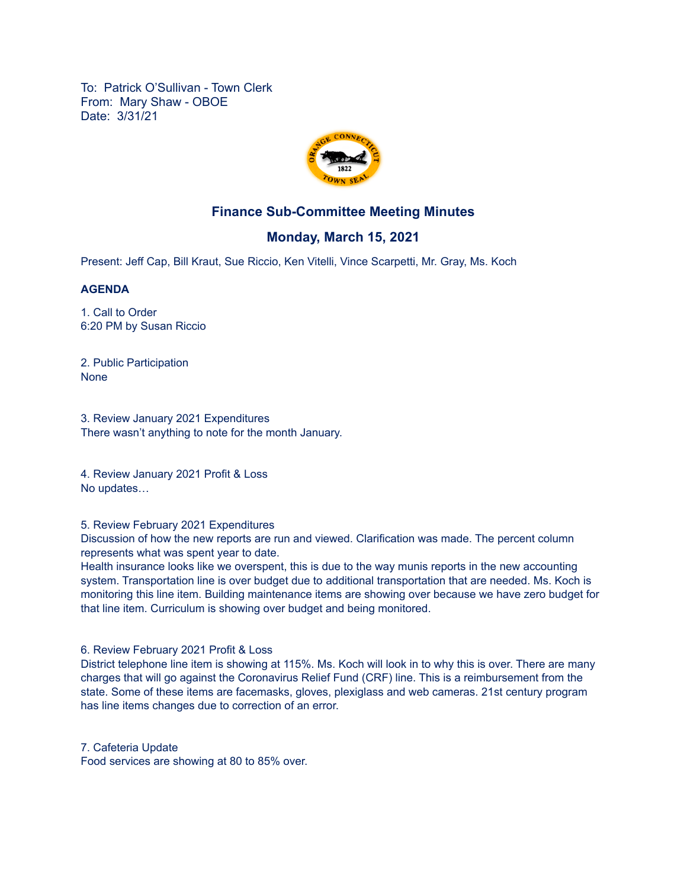To: Patrick O'Sullivan - Town Clerk
From: Mary Shaw - OBOE
Date: 3/31/21

## Finance Sub-Committee Meeting Minutes

## Monday, March 15, 2021

Present: Jeff Cap, Bill Kraut, Sue Riccio, Ken Vitelli, Vince Scarpetti, Mr. Gray, Ms. Koch

**AGENDA**

1. Call to Order
6:20 PM by Susan Riccio

2. Public Participation
None

3. Review January 2021 Expenditures
There wasn't anything to note for the month January.

4. Review January 2021 Profit & Loss
No updates…

5. Review February 2021 Expenditures
Discussion of how the new reports are run and viewed. Clarification was made. The percent column represents what was spent year to date.
Health insurance looks like we overspent, this is due to the way munis reports in the new accounting system. Transportation line is over budget due to additional transportation that are needed. Ms. Koch is monitoring this line item. Building maintenance items are showing over because we have zero budget for that line item. Curriculum is showing over budget and being monitored.

6. Review February 2021 Profit & Loss
District telephone line item is showing at 115%. Ms. Koch will look in to why this is over. There are many charges that will go against the Coronavirus Relief Fund (CRF) line. This is a reimbursement from the state. Some of these items are facemasks, gloves, plexiglass and web cameras. 21st century program has line items changes due to correction of an error.

7. Cafeteria Update
Food services are showing at 80 to 85% over.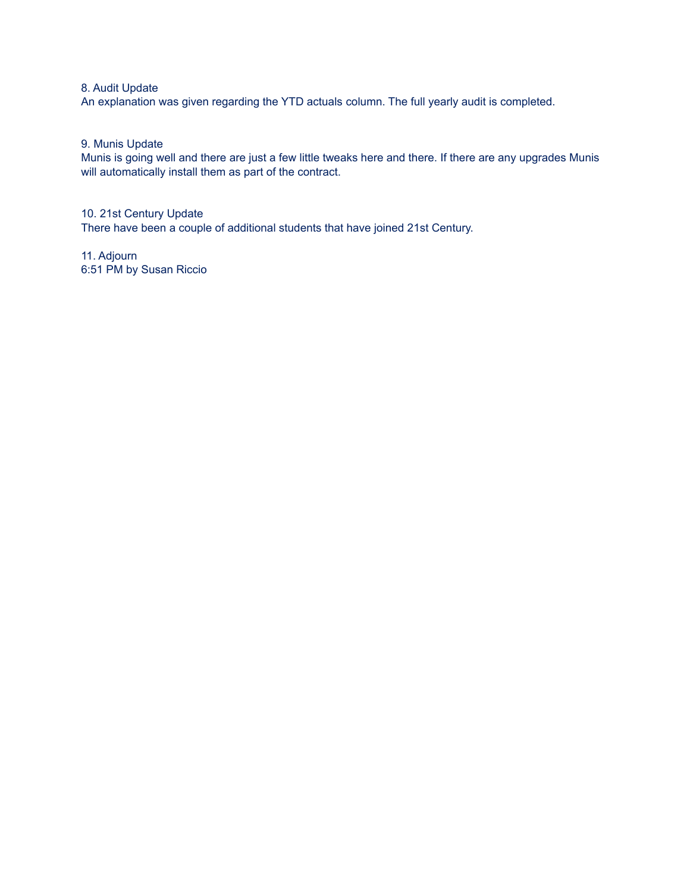8. Audit Update
An explanation was given regarding the YTD actuals column. The full yearly audit is completed.

9. Munis Update
Munis is going well and there are just a few little tweaks here and there. If there are any upgrades Munis will automatically install them as part of the contract.

10. 21st Century Update
There have been a couple of additional students that have joined 21st Century.

11. Adjourn
6:51 PM by Susan Riccio